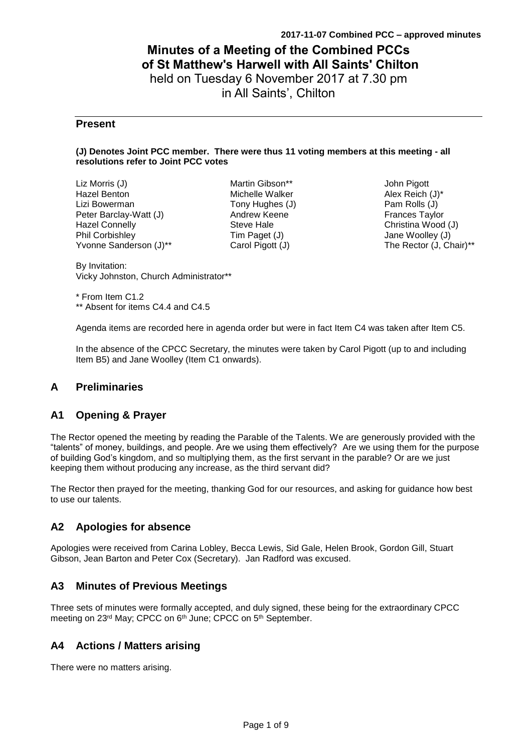**2017-11-07 Combined PCC – approved minutes**

# Minutes of a Meeting of the Combined PCCs of St Matthew's Harwell with All Saints' Chilton

held on Tuesday 6 November 2017 at 7.30 pm
in All Saints', Chilton

## Present

**(J) Denotes Joint PCC member. There were thus 11 voting members at this meeting - all resolutions refer to Joint PCC votes**

Liz Morris (J)
Hazel Benton
Lizi Bowerman
Peter Barclay-Watt (J)
Hazel Connelly
Phil Corbishley
Yvonne Sanderson (J)**
Martin Gibson**
Michelle Walker
Tony Hughes (J)
Andrew Keene
Steve Hale
Tim Paget (J)
Carol Pigott (J)
John Pigott
Alex Reich (J)*
Pam Rolls (J)
Frances Taylor
Christina Wood (J)
Jane Woolley (J)
The Rector (J, Chair)**

By Invitation:
Vicky Johnston, Church Administrator**

\* From Item C1.2
\** Absent for items C4.4 and C4.5

Agenda items are recorded here in agenda order but were in fact Item C4 was taken after Item C5.

In the absence of the CPCC Secretary, the minutes were taken by Carol Pigott (up to and including Item B5) and Jane Woolley (Item C1 onwards).

## A Preliminaries

## A1 Opening & Prayer

The Rector opened the meeting by reading the Parable of the Talents. We are generously provided with the "talents" of money, buildings, and people. Are we using them effectively? Are we using them for the purpose of building God's kingdom, and so multiplying them, as the first servant in the parable? Or are we just keeping them without producing any increase, as the third servant did?

The Rector then prayed for the meeting, thanking God for our resources, and asking for guidance how best to use our talents.

## A2 Apologies for absence

Apologies were received from Carina Lobley, Becca Lewis, Sid Gale, Helen Brook, Gordon Gill, Stuart Gibson, Jean Barton and Peter Cox (Secretary). Jan Radford was excused.

## A3 Minutes of Previous Meetings

Three sets of minutes were formally accepted, and duly signed, these being for the extraordinary CPCC meeting on 23rd May; CPCC on 6th June; CPCC on 5th September.

## A4 Actions / Matters arising

There were no matters arising.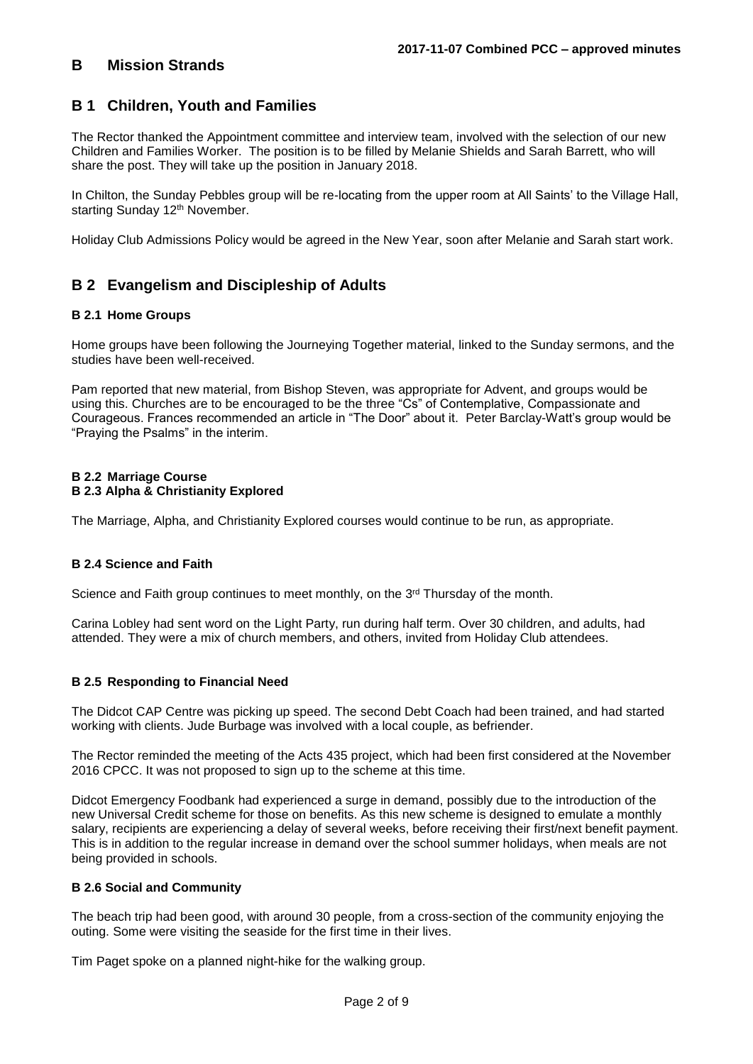## B Mission Strands

## B 1 Children, Youth and Families

The Rector thanked the Appointment committee and interview team, involved with the selection of our new Children and Families Worker. The position is to be filled by Melanie Shields and Sarah Barrett, who will share the post. They will take up the position in January 2018.

In Chilton, the Sunday Pebbles group will be re-locating from the upper room at All Saints' to the Village Hall, starting Sunday 12th November.

Holiday Club Admissions Policy would be agreed in the New Year, soon after Melanie and Sarah start work.

## B 2 Evangelism and Discipleship of Adults

### B 2.1 Home Groups

Home groups have been following the Journeying Together material, linked to the Sunday sermons, and the studies have been well-received.

Pam reported that new material, from Bishop Steven, was appropriate for Advent, and groups would be using this. Churches are to be encouraged to be the three "Cs" of Contemplative, Compassionate and Courageous. Frances recommended an article in "The Door" about it. Peter Barclay-Watt's group would be "Praying the Psalms" in the interim.

### B 2.2 Marriage Course
### B 2.3 Alpha & Christianity Explored

The Marriage, Alpha, and Christianity Explored courses would continue to be run, as appropriate.

### B 2.4 Science and Faith

Science and Faith group continues to meet monthly, on the 3rd Thursday of the month.

Carina Lobley had sent word on the Light Party, run during half term. Over 30 children, and adults, had attended. They were a mix of church members, and others, invited from Holiday Club attendees.

### B 2.5 Responding to Financial Need

The Didcot CAP Centre was picking up speed. The second Debt Coach had been trained, and had started working with clients. Jude Burbage was involved with a local couple, as befriender.

The Rector reminded the meeting of the Acts 435 project, which had been first considered at the November 2016 CPCC. It was not proposed to sign up to the scheme at this time.

Didcot Emergency Foodbank had experienced a surge in demand, possibly due to the introduction of the new Universal Credit scheme for those on benefits. As this new scheme is designed to emulate a monthly salary, recipients are experiencing a delay of several weeks, before receiving their first/next benefit payment. This is in addition to the regular increase in demand over the school summer holidays, when meals are not being provided in schools.

### B 2.6 Social and Community

The beach trip had been good, with around 30 people, from a cross-section of the community enjoying the outing. Some were visiting the seaside for the first time in their lives.

Tim Paget spoke on a planned night-hike for the walking group.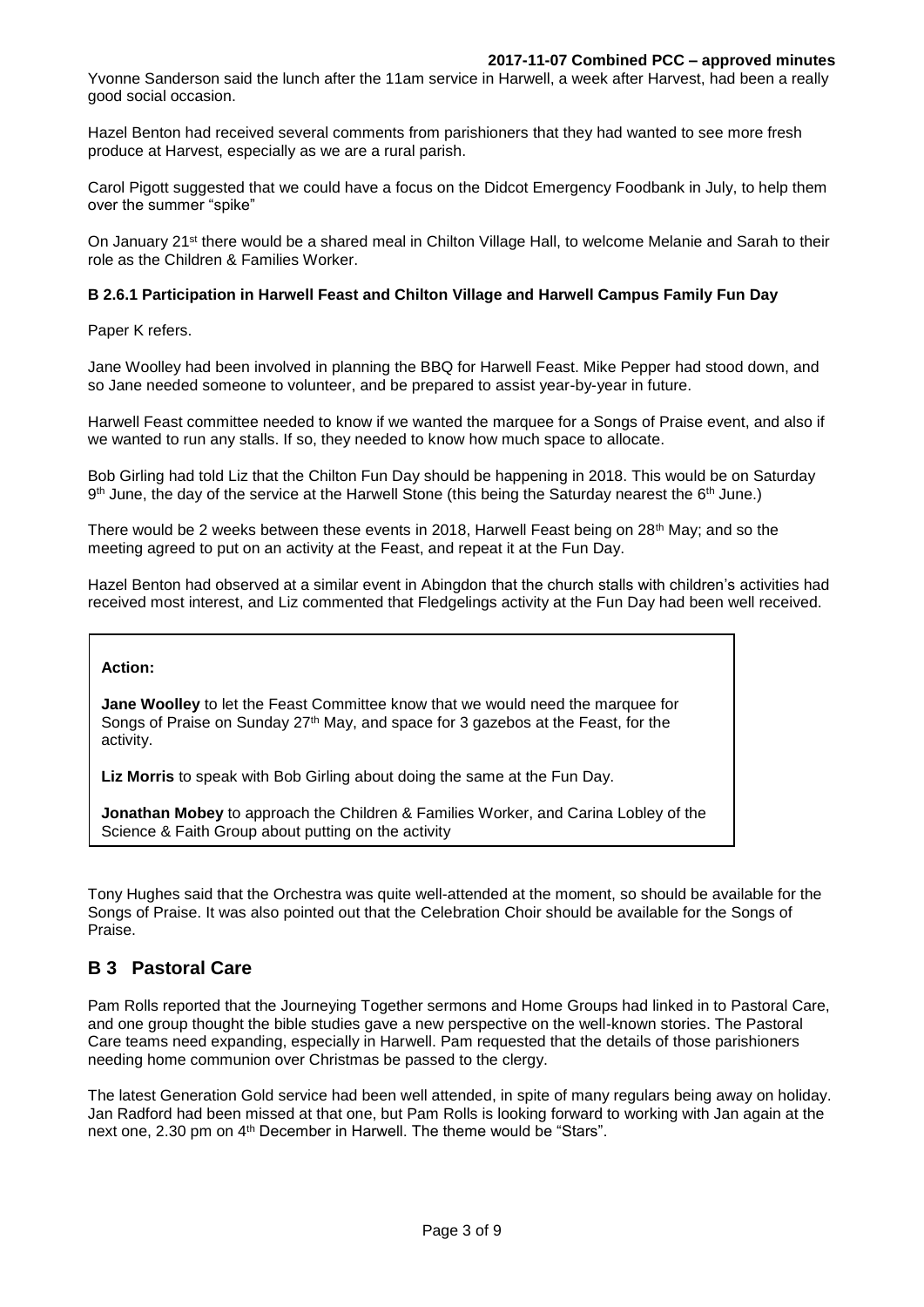Yvonne Sanderson said the lunch after the 11am service in Harwell, a week after Harvest, had been a really good social occasion.

Hazel Benton had received several comments from parishioners that they had wanted to see more fresh produce at Harvest, especially as we are a rural parish.

Carol Pigott suggested that we could have a focus on the Didcot Emergency Foodbank in July, to help them over the summer "spike"

On January 21st there would be a shared meal in Chilton Village Hall, to welcome Melanie and Sarah to their role as the Children & Families Worker.

### B 2.6.1 Participation in Harwell Feast and Chilton Village and Harwell Campus Family Fun Day

Paper K refers.

Jane Woolley had been involved in planning the BBQ for Harwell Feast. Mike Pepper had stood down, and so Jane needed someone to volunteer, and be prepared to assist year-by-year in future.

Harwell Feast committee needed to know if we wanted the marquee for a Songs of Praise event, and also if we wanted to run any stalls. If so, they needed to know how much space to allocate.

Bob Girling had told Liz that the Chilton Fun Day should be happening in 2018. This would be on Saturday 9th June, the day of the service at the Harwell Stone (this being the Saturday nearest the 6th June.)

There would be 2 weeks between these events in 2018, Harwell Feast being on 28th May; and so the meeting agreed to put on an activity at the Feast, and repeat it at the Fun Day.

Hazel Benton had observed at a similar event in Abingdon that the church stalls with children's activities had received most interest, and Liz commented that Fledgelings activity at the Fun Day had been well received.

**Action:**

**Jane Woolley** to let the Feast Committee know that we would need the marquee for Songs of Praise on Sunday 27th May, and space for 3 gazebos at the Feast, for the activity.

**Liz Morris** to speak with Bob Girling about doing the same at the Fun Day.

**Jonathan Mobey** to approach the Children & Families Worker, and Carina Lobley of the Science & Faith Group about putting on the activity

Tony Hughes said that the Orchestra was quite well-attended at the moment, so should be available for the Songs of Praise. It was also pointed out that the Celebration Choir should be available for the Songs of Praise.

## B 3 Pastoral Care

Pam Rolls reported that the Journeying Together sermons and Home Groups had linked in to Pastoral Care, and one group thought the bible studies gave a new perspective on the well-known stories. The Pastoral Care teams need expanding, especially in Harwell. Pam requested that the details of those parishioners needing home communion over Christmas be passed to the clergy.

The latest Generation Gold service had been well attended, in spite of many regulars being away on holiday. Jan Radford had been missed at that one, but Pam Rolls is looking forward to working with Jan again at the next one, 2.30 pm on 4th December in Harwell. The theme would be "Stars".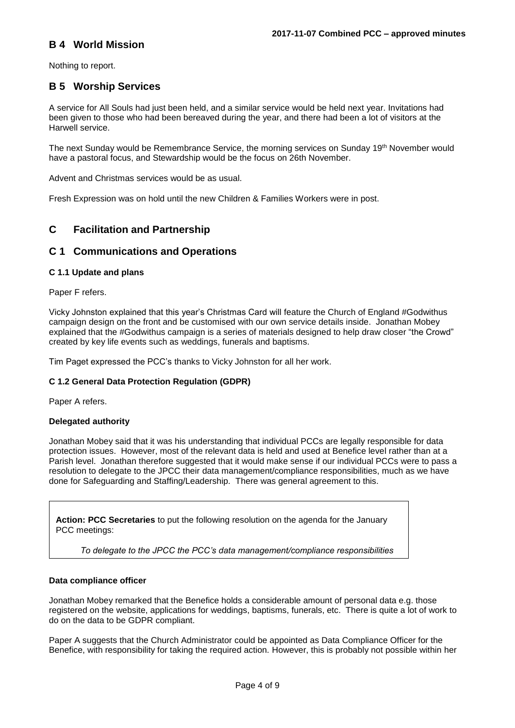## B 4 World Mission

Nothing to report.

## B 5 Worship Services

A service for All Souls had just been held, and a similar service would be held next year. Invitations had been given to those who had been bereaved during the year, and there had been a lot of visitors at the Harwell service.

The next Sunday would be Remembrance Service, the morning services on Sunday 19th November would have a pastoral focus, and Stewardship would be the focus on 26th November.

Advent and Christmas services would be as usual.

Fresh Expression was on hold until the new Children & Families Workers were in post.

# C Facilitation and Partnership

## C 1 Communications and Operations

### C 1.1 Update and plans

Paper F refers.

Vicky Johnston explained that this year's Christmas Card will feature the Church of England #Godwithus campaign design on the front and be customised with our own service details inside. Jonathan Mobey explained that the #Godwithus campaign is a series of materials designed to help draw closer "the Crowd" created by key life events such as weddings, funerals and baptisms.

Tim Paget expressed the PCC's thanks to Vicky Johnston for all her work.

### C 1.2 General Data Protection Regulation (GDPR)

Paper A refers.

**Delegated authority**

Jonathan Mobey said that it was his understanding that individual PCCs are legally responsible for data protection issues. However, most of the relevant data is held and used at Benefice level rather than at a Parish level. Jonathan therefore suggested that it would make sense if our individual PCCs were to pass a resolution to delegate to the JPCC their data management/compliance responsibilities, much as we have done for Safeguarding and Staffing/Leadership. There was general agreement to this.

> **Action: PCC Secretaries** to put the following resolution on the agenda for the January PCC meetings:
>
> *To delegate to the JPCC the PCC's data management/compliance responsibilities*

**Data compliance officer**

Jonathan Mobey remarked that the Benefice holds a considerable amount of personal data e.g. those registered on the website, applications for weddings, baptisms, funerals, etc. There is quite a lot of work to do on the data to be GDPR compliant.

Paper A suggests that the Church Administrator could be appointed as Data Compliance Officer for the Benefice, with responsibility for taking the required action. However, this is probably not possible within her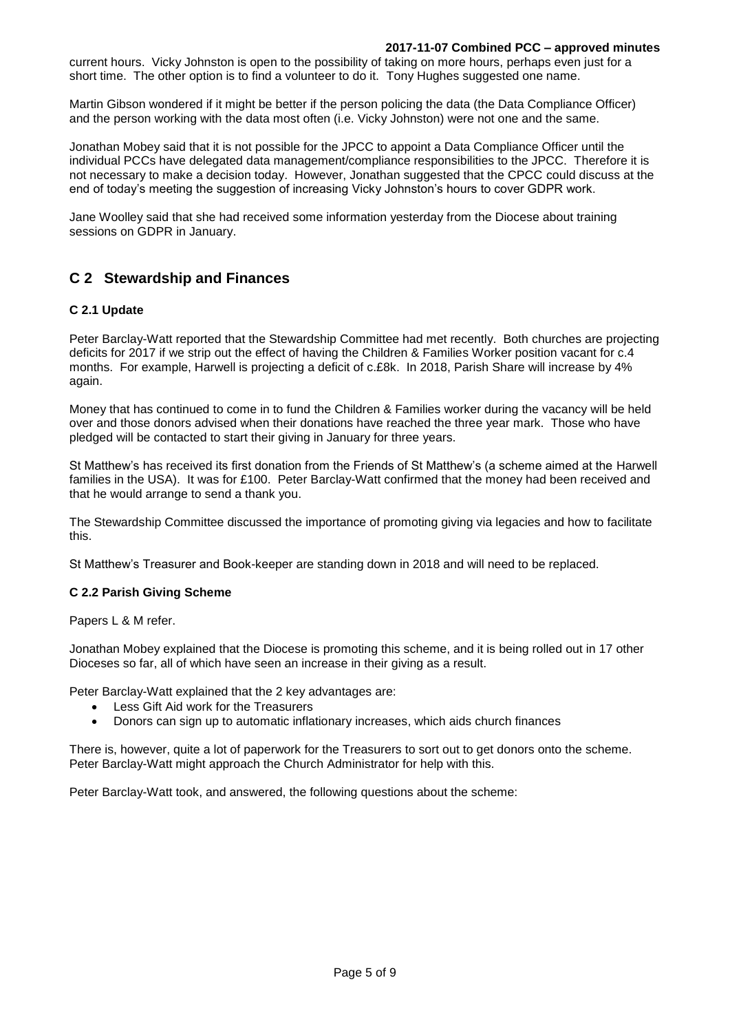current hours. Vicky Johnston is open to the possibility of taking on more hours, perhaps even just for a short time. The other option is to find a volunteer to do it. Tony Hughes suggested one name.

Martin Gibson wondered if it might be better if the person policing the data (the Data Compliance Officer) and the person working with the data most often (i.e. Vicky Johnston) were not one and the same.

Jonathan Mobey said that it is not possible for the JPCC to appoint a Data Compliance Officer until the individual PCCs have delegated data management/compliance responsibilities to the JPCC. Therefore it is not necessary to make a decision today. However, Jonathan suggested that the CPCC could discuss at the end of today's meeting the suggestion of increasing Vicky Johnston's hours to cover GDPR work.

Jane Woolley said that she had received some information yesterday from the Diocese about training sessions on GDPR in January.

## C 2 Stewardship and Finances

### C 2.1 Update

Peter Barclay-Watt reported that the Stewardship Committee had met recently. Both churches are projecting deficits for 2017 if we strip out the effect of having the Children & Families Worker position vacant for c.4 months. For example, Harwell is projecting a deficit of c.£8k. In 2018, Parish Share will increase by 4% again.

Money that has continued to come in to fund the Children & Families worker during the vacancy will be held over and those donors advised when their donations have reached the three year mark. Those who have pledged will be contacted to start their giving in January for three years.

St Matthew's has received its first donation from the Friends of St Matthew's (a scheme aimed at the Harwell families in the USA). It was for £100. Peter Barclay-Watt confirmed that the money had been received and that he would arrange to send a thank you.

The Stewardship Committee discussed the importance of promoting giving via legacies and how to facilitate this.

St Matthew's Treasurer and Book-keeper are standing down in 2018 and will need to be replaced.

### C 2.2 Parish Giving Scheme

Papers L & M refer.

Jonathan Mobey explained that the Diocese is promoting this scheme, and it is being rolled out in 17 other Dioceses so far, all of which have seen an increase in their giving as a result.

Peter Barclay-Watt explained that the 2 key advantages are:

- Less Gift Aid work for the Treasurers
- Donors can sign up to automatic inflationary increases, which aids church finances

There is, however, quite a lot of paperwork for the Treasurers to sort out to get donors onto the scheme. Peter Barclay-Watt might approach the Church Administrator for help with this.

Peter Barclay-Watt took, and answered, the following questions about the scheme: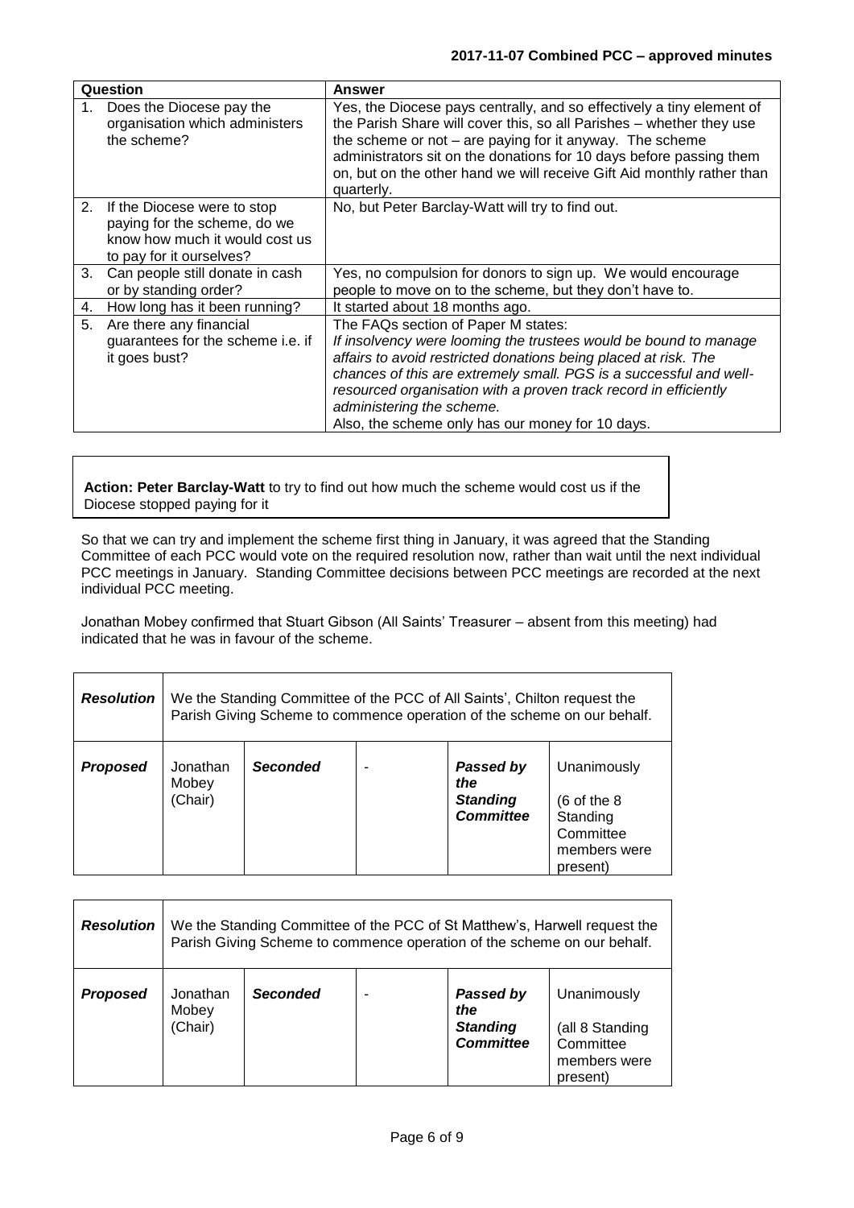| Question | Answer |
|---|---|
| 1. Does the Diocese pay the organisation which administers the scheme? | Yes, the Diocese pays centrally, and so effectively a tiny element of the Parish Share will cover this, so all Parishes – whether they use the scheme or not – are paying for it anyway. The scheme administrators sit on the donations for 10 days before passing them on, but on the other hand we will receive Gift Aid monthly rather than quarterly. |
| 2. If the Diocese were to stop paying for the scheme, do we know how much it would cost us to pay for it ourselves? | No, but Peter Barclay-Watt will try to find out. |
| 3. Can people still donate in cash or by standing order? | Yes, no compulsion for donors to sign up. We would encourage people to move on to the scheme, but they don't have to. |
| 4. How long has it been running? | It started about 18 months ago. |
| 5. Are there any financial guarantees for the scheme i.e. if it goes bust? | The FAQs section of Paper M states: *If insolvency were looming the trustees would be bound to manage affairs to avoid restricted donations being placed at risk. The chances of this are extremely small. PGS is a successful and well-resourced organisation with a proven track record in efficiently administering the scheme.* Also, the scheme only has our money for 10 days. |

**Action: Peter Barclay-Watt** to try to find out how much the scheme would cost us if the Diocese stopped paying for it

So that we can try and implement the scheme first thing in January, it was agreed that the Standing Committee of each PCC would vote on the required resolution now, rather than wait until the next individual PCC meetings in January. Standing Committee decisions between PCC meetings are recorded at the next individual PCC meeting.

Jonathan Mobey confirmed that Stuart Gibson (All Saints' Treasurer – absent from this meeting) had indicated that he was in favour of the scheme.

| ***Resolution*** | We the Standing Committee of the PCC of All Saints', Chilton request the Parish Giving Scheme to commence operation of the scheme on our behalf. | | | | |
|---|---|---|---|---|---|
| ***Proposed*** | Jonathan Mobey (Chair) | ***Seconded*** | - | ***Passed by the Standing Committee*** | Unanimously (6 of the 8 Standing Committee members were present) |

| ***Resolution*** | We the Standing Committee of the PCC of St Matthew's, Harwell request the Parish Giving Scheme to commence operation of the scheme on our behalf. | | | | |
|---|---|---|---|---|---|
| ***Proposed*** | Jonathan Mobey (Chair) | ***Seconded*** | - | ***Passed by the Standing Committee*** | Unanimously (all 8 Standing Committee members were present) |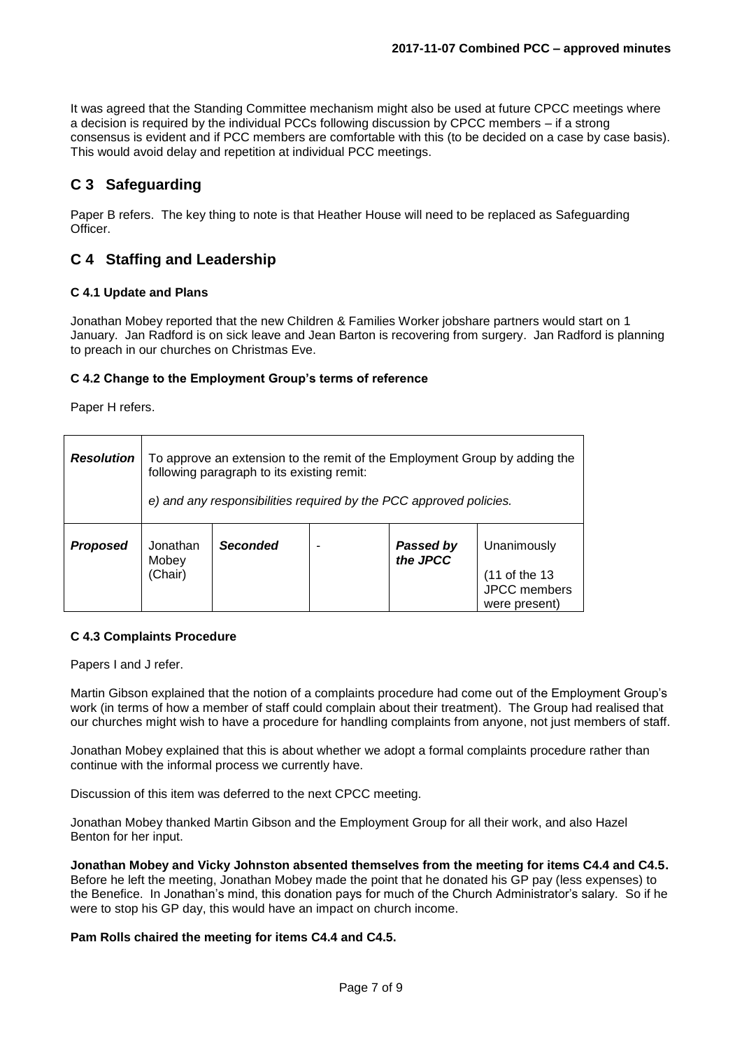It was agreed that the Standing Committee mechanism might also be used at future CPCC meetings where a decision is required by the individual PCCs following discussion by CPCC members – if a strong consensus is evident and if PCC members are comfortable with this (to be decided on a case by case basis). This would avoid delay and repetition at individual PCC meetings.

## C 3 Safeguarding

Paper B refers. The key thing to note is that Heather House will need to be replaced as Safeguarding Officer.

## C 4 Staffing and Leadership

### C 4.1 Update and Plans

Jonathan Mobey reported that the new Children & Families Worker jobshare partners would start on 1 January. Jan Radford is on sick leave and Jean Barton is recovering from surgery. Jan Radford is planning to preach in our churches on Christmas Eve.

### C 4.2 Change to the Employment Group's terms of reference

Paper H refers.

| ***Resolution*** | To approve an extension to the remit of the Employment Group by adding the following paragraph to its existing remit:<br><br>*e) and any responsibilities required by the PCC approved policies.* | | | | |
|---|---|---|---|---|---|
| ***Proposed*** | Jonathan Mobey (Chair) | ***Seconded*** | - | ***Passed by the JPCC*** | Unanimously<br><br>(11 of the 13 JPCC members were present) |

### C 4.3 Complaints Procedure

Papers I and J refer.

Martin Gibson explained that the notion of a complaints procedure had come out of the Employment Group's work (in terms of how a member of staff could complain about their treatment). The Group had realised that our churches might wish to have a procedure for handling complaints from anyone, not just members of staff.

Jonathan Mobey explained that this is about whether we adopt a formal complaints procedure rather than continue with the informal process we currently have.

Discussion of this item was deferred to the next CPCC meeting.

Jonathan Mobey thanked Martin Gibson and the Employment Group for all their work, and also Hazel Benton for her input.

**Jonathan Mobey and Vicky Johnston absented themselves from the meeting for items C4.4 and C4.5.** Before he left the meeting, Jonathan Mobey made the point that he donated his GP pay (less expenses) to the Benefice. In Jonathan's mind, this donation pays for much of the Church Administrator's salary. So if he were to stop his GP day, this would have an impact on church income.

**Pam Rolls chaired the meeting for items C4.4 and C4.5.**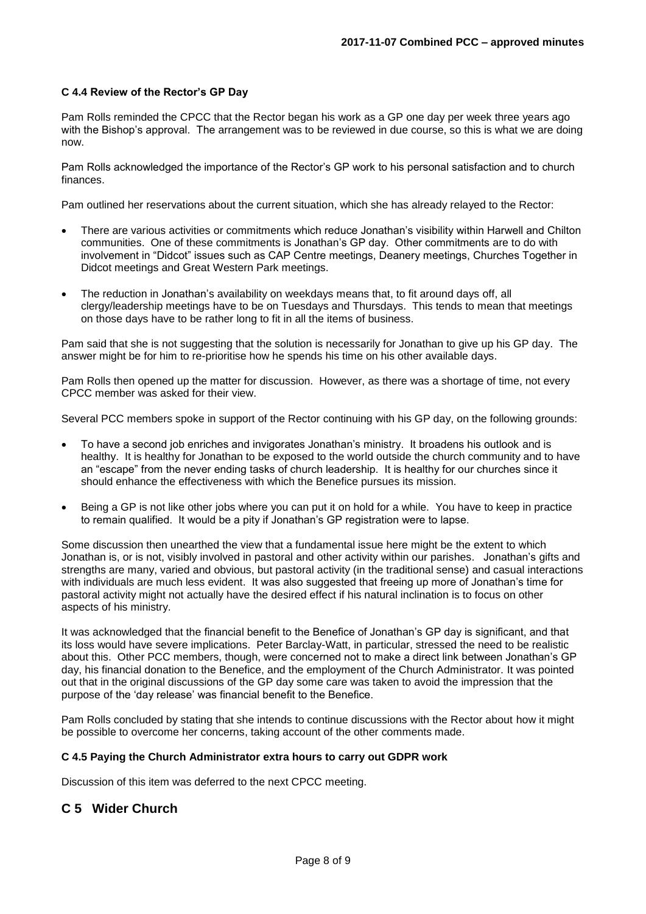#### C 4.4 Review of the Rector's GP Day

Pam Rolls reminded the CPCC that the Rector began his work as a GP one day per week three years ago with the Bishop's approval. The arrangement was to be reviewed in due course, so this is what we are doing now.

Pam Rolls acknowledged the importance of the Rector's GP work to his personal satisfaction and to church finances.

Pam outlined her reservations about the current situation, which she has already relayed to the Rector:

- There are various activities or commitments which reduce Jonathan's visibility within Harwell and Chilton communities. One of these commitments is Jonathan's GP day. Other commitments are to do with involvement in "Didcot" issues such as CAP Centre meetings, Deanery meetings, Churches Together in Didcot meetings and Great Western Park meetings.
- The reduction in Jonathan's availability on weekdays means that, to fit around days off, all clergy/leadership meetings have to be on Tuesdays and Thursdays. This tends to mean that meetings on those days have to be rather long to fit in all the items of business.

Pam said that she is not suggesting that the solution is necessarily for Jonathan to give up his GP day. The answer might be for him to re-prioritise how he spends his time on his other available days.

Pam Rolls then opened up the matter for discussion. However, as there was a shortage of time, not every CPCC member was asked for their view.

Several PCC members spoke in support of the Rector continuing with his GP day, on the following grounds:

- To have a second job enriches and invigorates Jonathan's ministry. It broadens his outlook and is healthy. It is healthy for Jonathan to be exposed to the world outside the church community and to have an "escape" from the never ending tasks of church leadership. It is healthy for our churches since it should enhance the effectiveness with which the Benefice pursues its mission.
- Being a GP is not like other jobs where you can put it on hold for a while. You have to keep in practice to remain qualified. It would be a pity if Jonathan's GP registration were to lapse.

Some discussion then unearthed the view that a fundamental issue here might be the extent to which Jonathan is, or is not, visibly involved in pastoral and other activity within our parishes. Jonathan's gifts and strengths are many, varied and obvious, but pastoral activity (in the traditional sense) and casual interactions with individuals are much less evident. It was also suggested that freeing up more of Jonathan's time for pastoral activity might not actually have the desired effect if his natural inclination is to focus on other aspects of his ministry.

It was acknowledged that the financial benefit to the Benefice of Jonathan's GP day is significant, and that its loss would have severe implications. Peter Barclay-Watt, in particular, stressed the need to be realistic about this. Other PCC members, though, were concerned not to make a direct link between Jonathan's GP day, his financial donation to the Benefice, and the employment of the Church Administrator. It was pointed out that in the original discussions of the GP day some care was taken to avoid the impression that the purpose of the 'day release' was financial benefit to the Benefice.

Pam Rolls concluded by stating that she intends to continue discussions with the Rector about how it might be possible to overcome her concerns, taking account of the other comments made.

#### C 4.5 Paying the Church Administrator extra hours to carry out GDPR work

Discussion of this item was deferred to the next CPCC meeting.

## C 5 Wider Church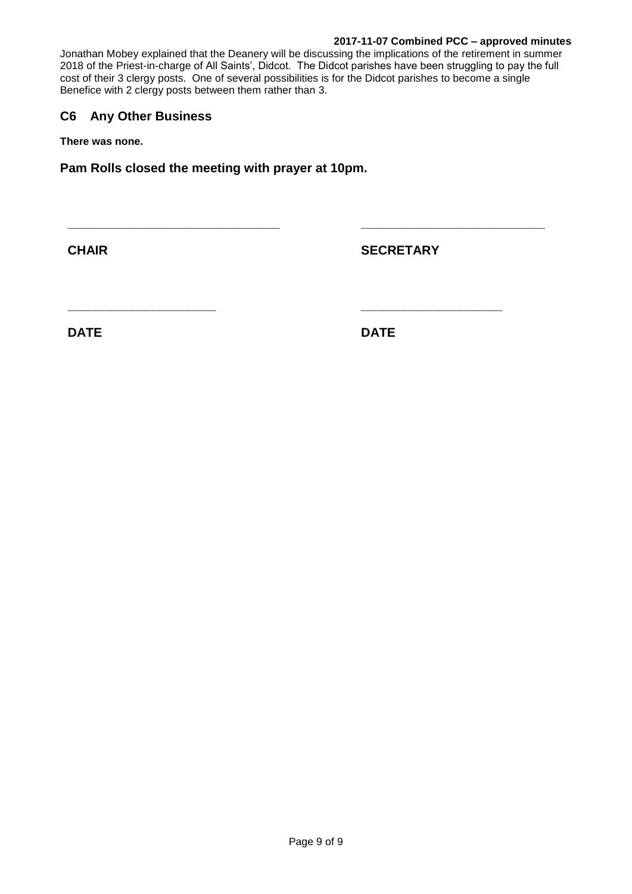Jonathan Mobey explained that the Deanery will be discussing the implications of the retirement in summer 2018 of the Priest-in-charge of All Saints', Didcot. The Didcot parishes have been struggling to pay the full cost of their 3 clergy posts. One of several possibilities is for the Didcot parishes to become a single Benefice with 2 clergy posts between them rather than 3.

## C6 Any Other Business

**There was none.**

**Pam Rolls closed the meeting with prayer at 10pm.**

| | |
|---|---|
| ______________________________ | ______________________________ |
| **CHAIR** | **SECRETARY** |
| ______________________ | ______________________ |
| **DATE** | **DATE** |